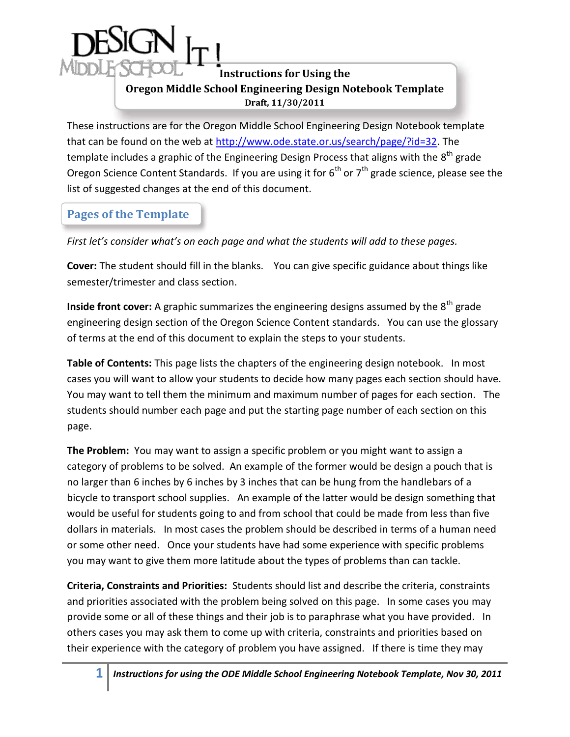# Instructions for Using the Oregon Middle School Engineering Design Notebook Template

**Draft, 11/30/2011**

These instructions are for the Oregon Middle School Engineering Design Notebook template that can be found on the web at http://www.ode.state.or.us/search/page/?id=32. The template includes a graphic of the Engineering Design Process that aligns with the 8th grade Oregon Science Content Standards. If you are using it for 6th or 7th grade science, please see the list of suggested changes at the end of this document.

## Pages of the Template

*First let's consider what's on each page and what the students will add to these pages.*

**Cover:** The student should fill in the blanks. You can give specific guidance about things like semester/trimester and class section.

**Inside front cover:** A graphic summarizes the engineering designs assumed by the 8th grade engineering design section of the Oregon Science Content standards. You can use the glossary of terms at the end of this document to explain the steps to your students.

**Table of Contents:** This page lists the chapters of the engineering design notebook. In most cases you will want to allow your students to decide how many pages each section should have. You may want to tell them the minimum and maximum number of pages for each section. The students should number each page and put the starting page number of each section on this page.

**The Problem:** You may want to assign a specific problem or you might want to assign a category of problems to be solved. An example of the former would be design a pouch that is no larger than 6 inches by 6 inches by 3 inches that can be hung from the handlebars of a bicycle to transport school supplies. An example of the latter would be design something that would be useful for students going to and from school that could be made from less than five dollars in materials. In most cases the problem should be described in terms of a human need or some other need. Once your students have had some experience with specific problems you may want to give them more latitude about the types of problems than can tackle.

**Criteria, Constraints and Priorities:** Students should list and describe the criteria, constraints and priorities associated with the problem being solved on this page. In some cases you may provide some or all of these things and their job is to paraphrase what you have provided. In others cases you may ask them to come up with criteria, constraints and priorities based on their experience with the category of problem you have assigned. If there is time they may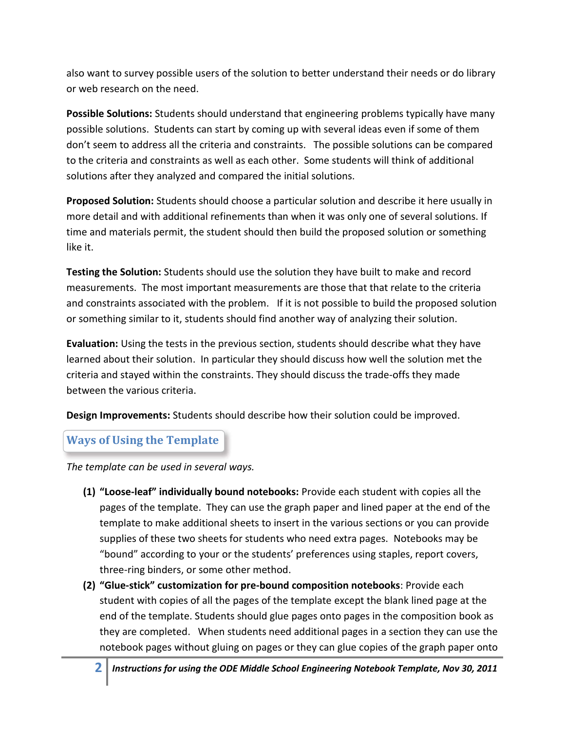also want to survey possible users of the solution to better understand their needs or do library or web research on the need.

**Possible Solutions:** Students should understand that engineering problems typically have many possible solutions. Students can start by coming up with several ideas even if some of them don't seem to address all the criteria and constraints. The possible solutions can be compared to the criteria and constraints as well as each other. Some students will think of additional solutions after they analyzed and compared the initial solutions.

**Proposed Solution:** Students should choose a particular solution and describe it here usually in more detail and with additional refinements than when it was only one of several solutions. If time and materials permit, the student should then build the proposed solution or something like it.

**Testing the Solution:** Students should use the solution they have built to make and record measurements. The most important measurements are those that that relate to the criteria and constraints associated with the problem. If it is not possible to build the proposed solution or something similar to it, students should find another way of analyzing their solution.

**Evaluation:** Using the tests in the previous section, students should describe what they have learned about their solution. In particular they should discuss how well the solution met the criteria and stayed within the constraints. They should discuss the trade-offs they made between the various criteria.

**Design Improvements:** Students should describe how their solution could be improved.

## Ways of Using the Template

*The template can be used in several ways.*

1. **"Loose-leaf" individually bound notebooks:** Provide each student with copies all the pages of the template. They can use the graph paper and lined paper at the end of the template to make additional sheets to insert in the various sections or you can provide supplies of these two sheets for students who need extra pages. Notebooks may be "bound" according to your or the students' preferences using staples, report covers, three-ring binders, or some other method.
2. **"Glue-stick" customization for pre-bound composition notebooks**: Provide each student with copies of all the pages of the template except the blank lined page at the end of the template. Students should glue pages onto pages in the composition book as they are completed. When students need additional pages in a section they can use the notebook pages without gluing on pages or they can glue copies of the graph paper onto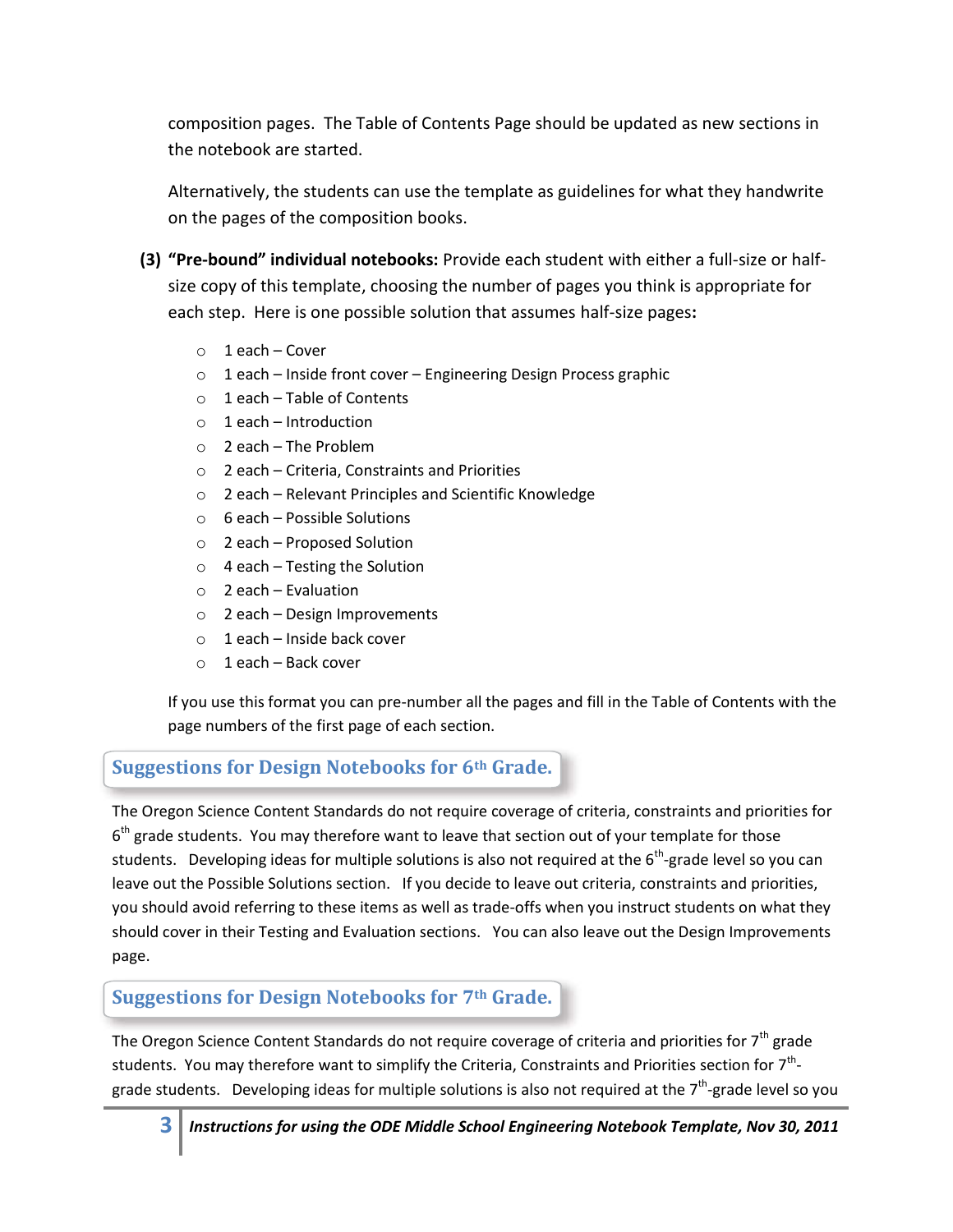composition pages. The Table of Contents Page should be updated as new sections in the notebook are started.

Alternatively, the students can use the template as guidelines for what they handwrite on the pages of the composition books.

**(3) "Pre-bound" individual notebooks:** Provide each student with either a full-size or half-size copy of this template, choosing the number of pages you think is appropriate for each step. Here is one possible solution that assumes half-size pages**:**

- 1 each – Cover
- 1 each – Inside front cover – Engineering Design Process graphic
- 1 each – Table of Contents
- 1 each – Introduction
- 2 each – The Problem
- 2 each – Criteria, Constraints and Priorities
- 2 each – Relevant Principles and Scientific Knowledge
- 6 each – Possible Solutions
- 2 each – Proposed Solution
- 4 each – Testing the Solution
- 2 each – Evaluation
- 2 each – Design Improvements
- 1 each – Inside back cover
- 1 each – Back cover

If you use this format you can pre-number all the pages and fill in the Table of Contents with the page numbers of the first page of each section.

## Suggestions for Design Notebooks for 6th Grade.

The Oregon Science Content Standards do not require coverage of criteria, constraints and priorities for 6th grade students. You may therefore want to leave that section out of your template for those students. Developing ideas for multiple solutions is also not required at the 6th-grade level so you can leave out the Possible Solutions section. If you decide to leave out criteria, constraints and priorities, you should avoid referring to these items as well as trade-offs when you instruct students on what they should cover in their Testing and Evaluation sections. You can also leave out the Design Improvements page.

## Suggestions for Design Notebooks for 7th Grade.

The Oregon Science Content Standards do not require coverage of criteria and priorities for 7th grade students. You may therefore want to simplify the Criteria, Constraints and Priorities section for 7th-grade students. Developing ideas for multiple solutions is also not required at the 7th-grade level so you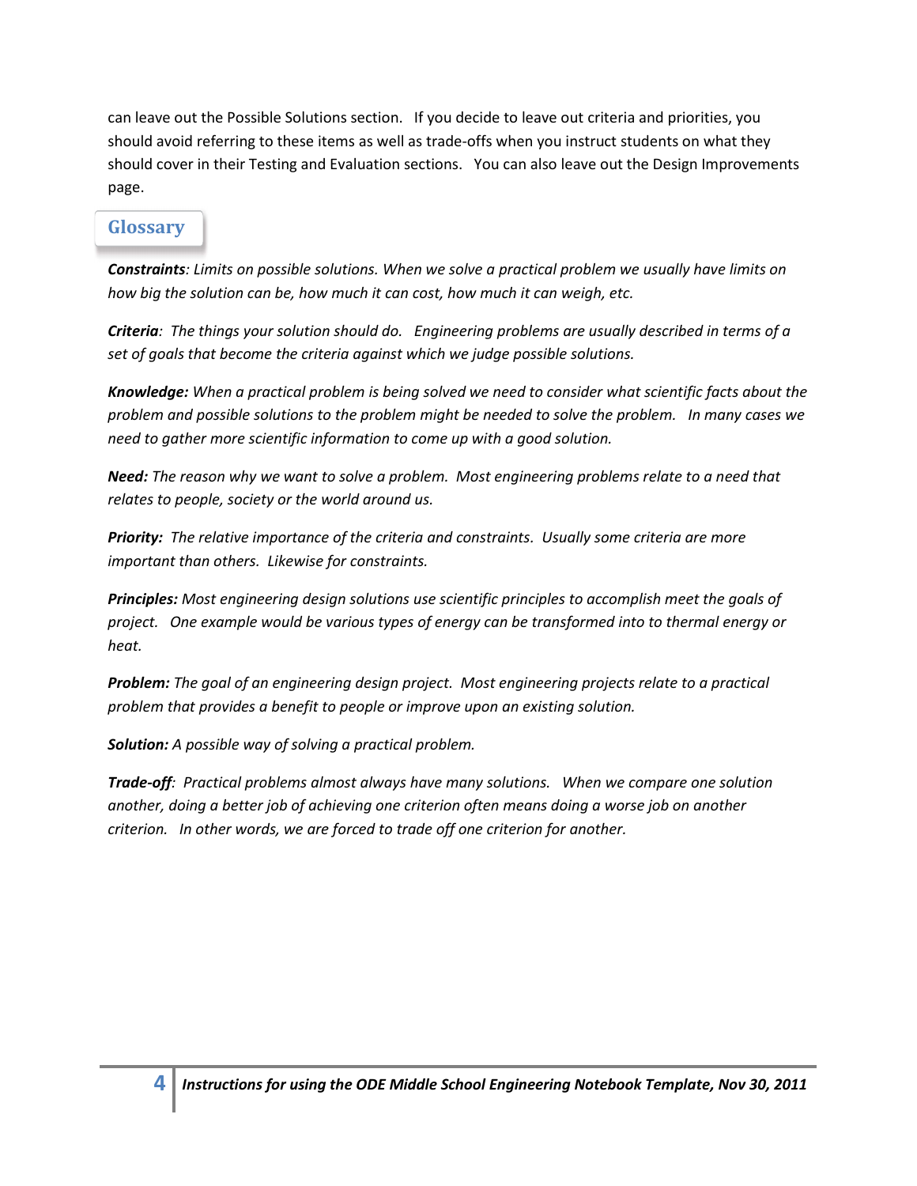can leave out the Possible Solutions section. If you decide to leave out criteria and priorities, you should avoid referring to these items as well as trade-offs when you instruct students on what they should cover in their Testing and Evaluation sections. You can also leave out the Design Improvements page.

## Glossary

***Constraints**: Limits on possible solutions. When we solve a practical problem we usually have limits on how big the solution can be, how much it can cost, how much it can weigh, etc.*

***Criteria**: The things your solution should do. Engineering problems are usually described in terms of a set of goals that become the criteria against which we judge possible solutions.*

***Knowledge:** When a practical problem is being solved we need to consider what scientific facts about the problem and possible solutions to the problem might be needed to solve the problem. In many cases we need to gather more scientific information to come up with a good solution.*

***Need:** The reason why we want to solve a problem. Most engineering problems relate to a need that relates to people, society or the world around us.*

***Priority:** The relative importance of the criteria and constraints. Usually some criteria are more important than others. Likewise for constraints.*

***Principles:** Most engineering design solutions use scientific principles to accomplish meet the goals of project. One example would be various types of energy can be transformed into to thermal energy or heat.*

***Problem:** The goal of an engineering design project. Most engineering projects relate to a practical problem that provides a benefit to people or improve upon an existing solution.*

***Solution:** A possible way of solving a practical problem.*

***Trade-off**: Practical problems almost always have many solutions. When we compare one solution another, doing a better job of achieving one criterion often means doing a worse job on another criterion. In other words, we are forced to trade off one criterion for another.*